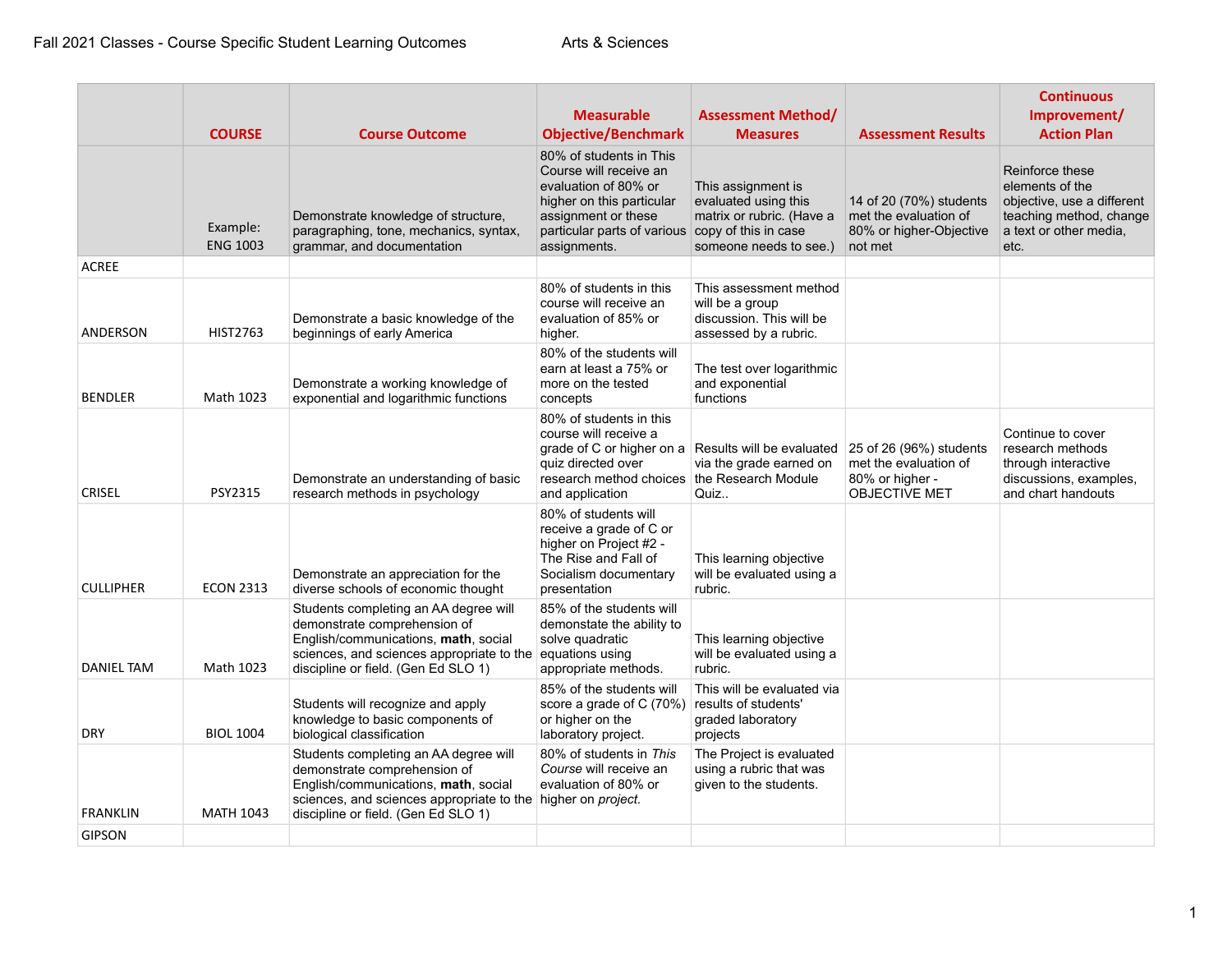Fall 2021 Classes - Course Specific Student Learning Outcomes                    Arts & Sciences

| | COURSE | Course Outcome | Measurable Objective/Benchmark | Assessment Method/ Measures | Assessment Results | Continuous Improvement/ Action Plan |
|---|---|---|---|---|---|---|
| | Example: ENG 1003 | Demonstrate knowledge of structure, paragraphing, tone, mechanics, syntax, grammar, and documentation | 80% of students in This Course will receive an evaluation of 80% or higher on this particular assignment or these particular parts of various assignments. | This assignment is evaluated using this matrix or rubric. (Have a copy of this in case someone needs to see.) | 14 of 20 (70%) students met the evaluation of 80% or higher-Objective not met | Reinforce these elements of the objective, use a different teaching method, change a text or other media, etc. |
| ACREE | | | | | | |
| ANDERSON | HIST2763 | Demonstrate a basic knowledge of the beginnings of early America | 80% of students in this course will receive an evaluation of 85% or higher. | This assessment method will be a group discussion. This will be assessed by a rubric. | | |
| BENDLER | Math 1023 | Demonstrate a working knowledge of exponential and logarithmic functions | 80% of the students will earn at least a 75% or more on the tested concepts | The test over logarithmic and exponential functions | | |
| CRISEL | PSY2315 | Demonstrate an understanding of basic research methods in psychology | 80% of students in this course will receive a grade of C or higher on a quiz directed over research method choices and application | Results will be evaluated via the grade earned on the Research Module Quiz.. | 25 of 26 (96%) students met the evaluation of 80% or higher - OBJECTIVE MET | Continue to cover research methods through interactive discussions, examples, and chart handouts |
| CULLIPHER | ECON 2313 | Demonstrate an appreciation for the diverse schools of economic thought | 80% of students will receive a grade of C or higher on Project #2 - The Rise and Fall of Socialism documentary presentation | This learning objective will be evaluated using a rubric. | | |
| DANIEL TAM | Math 1023 | Students completing an AA degree will demonstrate comprehension of English/communications, **math**, social sciences, and sciences appropriate to the discipline or field. (Gen Ed SLO 1) | 85% of the students will demonstate the ability to solve quadratic equations using appropriate methods. | This learning objective will be evaluated using a rubric. | | |
| DRY | BIOL 1004 | Students will recognize and apply knowledge to basic components of biological classification | 85% of the students will score a grade of C (70%) or higher on the laboratory project. | This will be evaluated via results of students' graded laboratory projects | | |
| FRANKLIN | MATH 1043 | Students completing an AA degree will demonstrate comprehension of English/communications, **math**, social sciences, and sciences appropriate to the discipline or field. (Gen Ed SLO 1) | 80% of students in *This Course* will receive an evaluation of 80% or higher on *project.* | The Project is evaluated using a rubric that was given to the students. | | |
| GIPSON | | | | | | |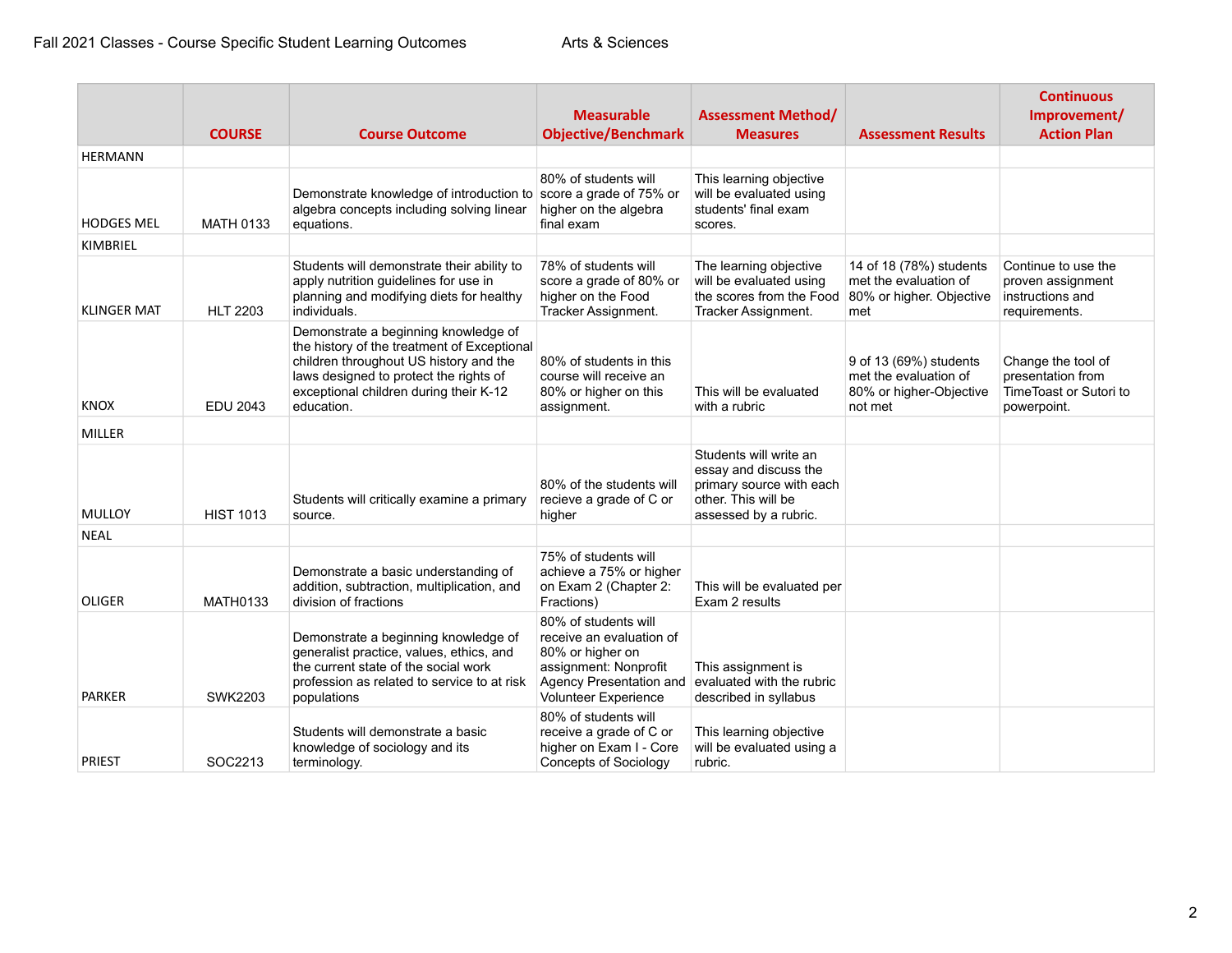Fall 2021 Classes - Course Specific Student Learning Outcomes    Arts & Sciences

| | COURSE | Course Outcome | Measurable Objective/Benchmark | Assessment Method/ Measures | Assessment Results | Continuous Improvement/ Action Plan |
|---|---|---|---|---|---|---|
| HERMANN | | | | | | |
| HODGES MEL | MATH 0133 | Demonstrate knowledge of introduction to algebra concepts including solving linear equations. | 80% of students will score a grade of 75% or higher on the algebra final exam | This learning objective will be evaluated using students' final exam scores. | | |
| KIMBRIEL | | | | | | |
| KLINGER MAT | HLT 2203 | Students will demonstrate their ability to apply nutrition guidelines for use in planning and modifying diets for healthy individuals. | 78% of students will score a grade of 80% or higher on the Food Tracker Assignment. | The learning objective will be evaluated using the scores from the Food Tracker Assignment. | 14 of 18 (78%) students met the evaluation of 80% or higher. Objective met | Continue to use the proven assignment instructions and requirements. |
| KNOX | EDU 2043 | Demonstrate a beginning knowledge of the history of the treatment of Exceptional children throughout US history and the laws designed to protect the rights of exceptional children during their K-12 education. | 80% of students in this course will receive an 80% or higher on this assignment. | This will be evaluated with a rubric | 9 of 13 (69%) students met the evaluation of 80% or higher-Objective not met | Change the tool of presentation from TimeToast or Sutori to powerpoint. |
| MILLER | | | | | | |
| MULLOY | HIST 1013 | Students will critically examine a primary source. | 80% of the students will recieve a grade of C or higher | Students will write an essay and discuss the primary source with each other. This will be assessed by a rubric. | | |
| NEAL | | | | | | |
| OLIGER | MATH0133 | Demonstrate a basic understanding of addition, subtraction, multiplication, and division of fractions | 75% of students will achieve a 75% or higher on Exam 2 (Chapter 2: Fractions) | This will be evaluated per Exam 2 results | | |
| PARKER | SWK2203 | Demonstrate a beginning knowledge of generalist practice, values, ethics, and the current state of the social work profession as related to service to at risk populations | 80% of students will receive an evaluation of 80% or higher on assignment: Nonprofit Agency Presentation and Volunteer Experience | This assignment is evaluated with the rubric described in syllabus | | |
| PRIEST | SOC2213 | Students will demonstrate a basic knowledge of sociology and its terminology. | 80% of students will receive a grade of C or higher on Exam I - Core Concepts of Sociology | This learning objective will be evaluated using a rubric. | | |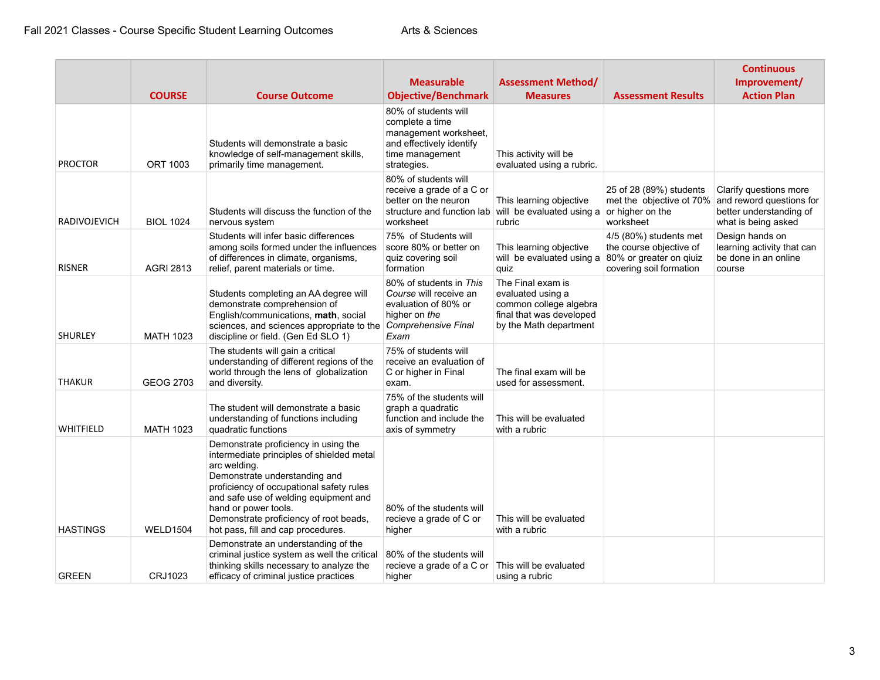Fall 2021 Classes - Course Specific Student Learning Outcomes — Arts & Sciences

| | COURSE | Course Outcome | Measurable Objective/Benchmark | Assessment Method/ Measures | Assessment Results | Continuous Improvement/ Action Plan |
|---|---|---|---|---|---|---|
| PROCTOR | ORT 1003 | Students will demonstrate a basic knowledge of self-management skills, primarily time management. | 80% of students will complete a time management worksheet, and effectively identify time management strategies. | This activity will be evaluated using a rubric. | | |
| RADIVOJEVICH | BIOL 1024 | Students will discuss the function of the nervous system | 80% of students will receive a grade of a C or better on the neuron structure and function lab worksheet | This learning objective will be evaluated using a rubric | 25 of 28 (89%) students met the objective ot 70% or higher on the worksheet | Clarify questions more and reword questions for better understanding of what is being asked |
| RISNER | AGRI 2813 | Students will infer basic differences among soils formed under the influences of differences in climate, organisms, relief, parent materials or time. | 75% of Students will score 80% or better on quiz covering soil formation | This learning objective will be evaluated using a quiz | 4/5 (80%) students met the course objective of 80% or greater on qiuiz covering soil formation | Design hands on learning activity that can be done in an online course |
| SHURLEY | MATH 1023 | Students completing an AA degree will demonstrate comprehension of English/communications, **math**, social sciences, and sciences appropriate to the discipline or field. (Gen Ed SLO 1) | 80% of students in *This Course* will receive an evaluation of 80% or higher on *the Comprehensive Final Exam* | The Final exam is evaluated using a common college algebra final that was developed by the Math department | | |
| THAKUR | GEOG 2703 | The students will gain a critical understanding of different regions of the world through the lens of globalization and diversity. | 75% of students will receive an evaluation of C or higher in Final exam. | The final exam will be used for assessment. | | |
| WHITFIELD | MATH 1023 | The student will demonstrate a basic understanding of functions including quadratic functions | 75% of the students will graph a quadratic function and include the axis of symmetry | This will be evaluated with a rubric | | |
| HASTINGS | WELD1504 | Demonstrate proficiency in using the intermediate principles of shielded metal arc welding.<br>Demonstrate understanding and proficiency of occupational safety rules and safe use of welding equipment and hand or power tools.<br>Demonstrate proficiency of root beads, hot pass, fill and cap procedures. | 80% of the students will recieve a grade of C or higher | This will be evaluated with a rubric | | |
| GREEN | CRJ1023 | Demonstrate an understanding of the criminal justice system as well the critical thinking skills necessary to analyze the efficacy of criminal justice practices | 80% of the students will recieve a grade of a C or higher | This will be evaluated using a rubric | | |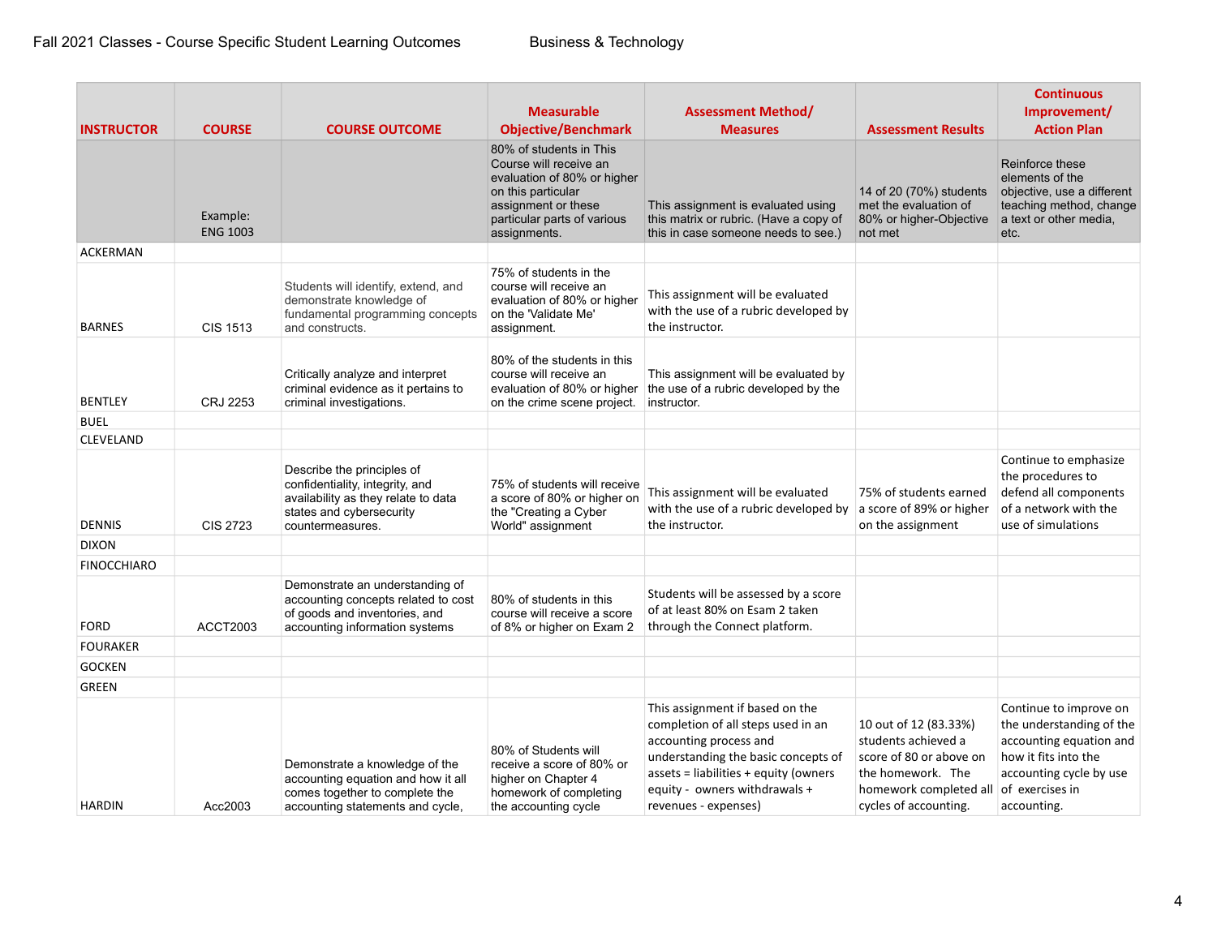Fall 2021 Classes - Course Specific Student Learning Outcomes  Business & Technology

| INSTRUCTOR | COURSE | COURSE OUTCOME | Measurable Objective/Benchmark | Assessment Method/ Measures | Assessment Results | Continuous Improvement/ Action Plan |
|---|---|---|---|---|---|---|
| | Example: ENG 1003 | | 80% of students in This Course will receive an evaluation of 80% or higher on this particular assignment or these particular parts of various assignments. | This assignment is evaluated using this matrix or rubric. (Have a copy of this in case someone needs to see.) | 14 of 20 (70%) students met the evaluation of 80% or higher-Objective not met | Reinforce these elements of the objective, use a different teaching method, change a text or other media, etc. |
| ACKERMAN | | | | | | |
| BARNES | CIS 1513 | Students will identify, extend, and demonstrate knowledge of fundamental programming concepts and constructs. | 75% of students in the course will receive an evaluation of 80% or higher on the 'Validate Me' assignment. | This assignment will be evaluated with the use of a rubric developed by the instructor. | | |
| BENTLEY | CRJ 2253 | Critically analyze and interpret criminal evidence as it pertains to criminal investigations. | 80% of the students in this course will receive an evaluation of 80% or higher on the crime scene project. | This assignment will be evaluated by the use of a rubric developed by the instructor. | | |
| BUEL | | | | | | |
| CLEVELAND | | | | | | |
| DENNIS | CIS 2723 | Describe the principles of confidentiality, integrity, and availability as they relate to data states and cybersecurity countermeasures. | 75% of students will receive a score of 80% or higher on the "Creating a Cyber World" assignment | This assignment will be evaluated with the use of a rubric developed by the instructor. | 75% of students earned a score of 89% or higher on the assignment | Continue to emphasize the procedures to defend all components of a network with the use of simulations |
| DIXON | | | | | | |
| FINOCCHIARO | | | | | | |
| FORD | ACCT2003 | Demonstrate an understanding of accounting concepts related to cost of goods and inventories, and accounting information systems | 80% of students in this course will receive a score of 8% or higher on Exam 2 | Students will be assessed by a score of at least 80% on Esam 2 taken through the Connect platform. | | |
| FOURAKER | | | | | | |
| GOCKEN | | | | | | |
| GREEN | | | | | | |
| HARDIN | Acc2003 | Demonstrate a knowledge of the accounting equation and how it all comes together to complete the accounting statements and cycle, | 80% of Students will receive a score of 80% or higher on Chapter 4 homework of completing the accounting cycle | This assignment if based on the completion of all steps used in an accounting process and understanding the basic concepts of assets = liabilities + equity (owners equity - owners withdrawals + revenues - expenses) | 10 out of 12 (83.33%) students achieved a score of 80 or above on the homework. The homework completed all cycles of accounting. | Continue to improve on the understanding of the accounting equation and how it fits into the accounting cycle by use of exercises in accounting. |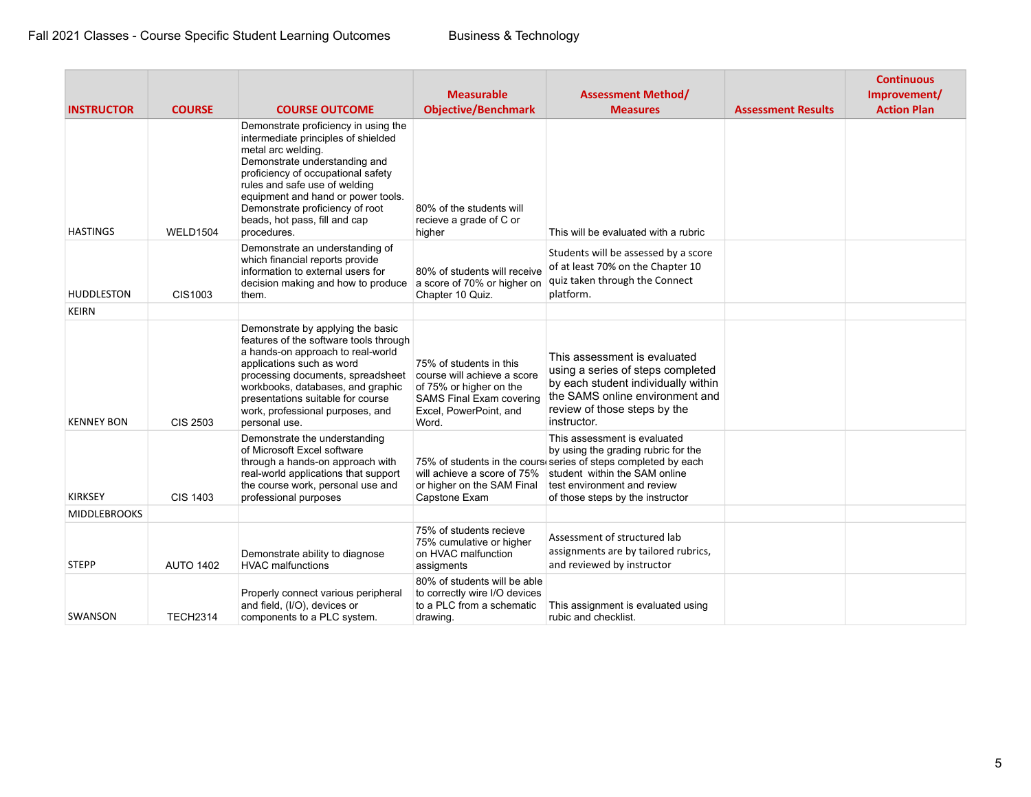Fall 2021 Classes - Course Specific Student Learning Outcomes Business & Technology

| INSTRUCTOR | COURSE | COURSE OUTCOME | Measurable Objective/Benchmark | Assessment Method/ Measures | Assessment Results | Continuous Improvement/ Action Plan |
|---|---|---|---|---|---|---|
| HASTINGS | WELD1504 | Demonstrate proficiency in using the intermediate principles of shielded metal arc welding. Demonstrate understanding and proficiency of occupational safety rules and safe use of welding equipment and hand or power tools. Demonstrate proficiency of root beads, hot pass, fill and cap procedures. | 80% of the students will recieve a grade of C or higher | This will be evaluated with a rubric | | |
| HUDDLESTON | CIS1003 | Demonstrate an understanding of which financial reports provide information to external users for decision making and how to produce them. | 80% of students will receive a score of 70% or higher on Chapter 10 Quiz. | Students will be assessed by a score of at least 70% on the Chapter 10 quiz taken through the Connect platform. | | |
| KEIRN | | | | | | |
| KENNEY BON | CIS 2503 | Demonstrate by applying the basic features of the software tools through a hands-on approach to real-world applications such as word processing documents, spreadsheet workbooks, databases, and graphic presentations suitable for course work, professional purposes, and personal use. | 75% of students in this course will achieve a score of 75% or higher on the SAMS Final Exam covering Excel, PowerPoint, and Word. | This assessment is evaluated using a series of steps completed by each student individually within the SAMS online environment and review of those steps by the instructor. | | |
| KIRKSEY | CIS 1403 | Demonstrate the understanding of Microsoft Excel software through a hands-on approach with real-world applications that support the course work, personal use and professional purposes | 75% of students in the course will achieve a score of 75% or higher on the SAM Final Capstone Exam | This assessment is evaluated by using the grading rubric for the series of steps completed by each student within the SAM online test environment and review of those steps by the instructor | | |
| MIDDLEBROOKS | | | | | | |
| STEPP | AUTO 1402 | Demonstrate ability to diagnose HVAC malfunctions | 75% of students recieve 75% cumulative or higher on HVAC malfunction assigments | Assessment of structured lab assignments are by tailored rubrics, and reviewed by instructor | | |
| SWANSON | TECH2314 | Properly connect various peripheral and field, (I/O), devices or components to a PLC system. | 80% of students will be able to correctly wire I/O devices to a PLC from a schematic drawing. | This assignment is evaluated using rubic and checklist. | | |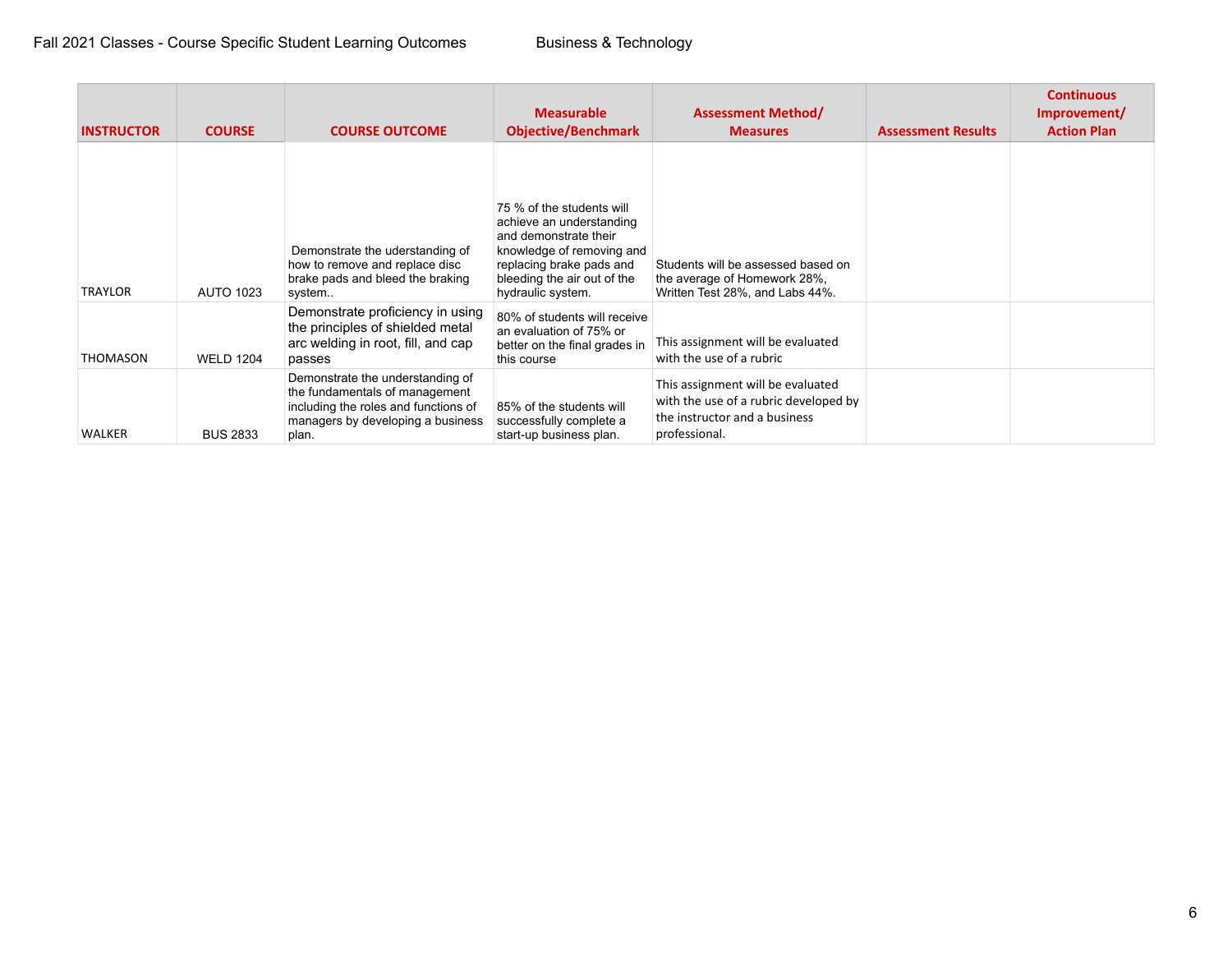Fall 2021 Classes - Course Specific Student Learning Outcomes Business & Technology

| INSTRUCTOR | COURSE | COURSE OUTCOME | Measurable Objective/Benchmark | Assessment Method/ Measures | Assessment Results | Continuous Improvement/ Action Plan |
|---|---|---|---|---|---|---|
| TRAYLOR | AUTO 1023 | Demonstrate the uderstanding of how to remove and replace disc brake pads and bleed the braking system.. | 75 % of the students will achieve an understanding and demonstrate their knowledge of removing and replacing brake pads and bleeding the air out of the hydraulic system. | Students will be assessed based on the average of Homework 28%, Written Test 28%, and Labs 44%. | | |
| THOMASON | WELD 1204 | Demonstrate proficiency in using the principles of shielded metal arc welding in root, fill, and cap passes | 80% of students will receive an evaluation of 75% or better on the final grades in this course | This assignment will be evaluated with the use of a rubric | | |
| WALKER | BUS 2833 | Demonstrate the understanding of the fundamentals of management including the roles and functions of managers by developing a business plan. | 85% of the students will successfully complete a start-up business plan. | This assignment will be evaluated with the use of a rubric developed by the instructor and a business professional. | | |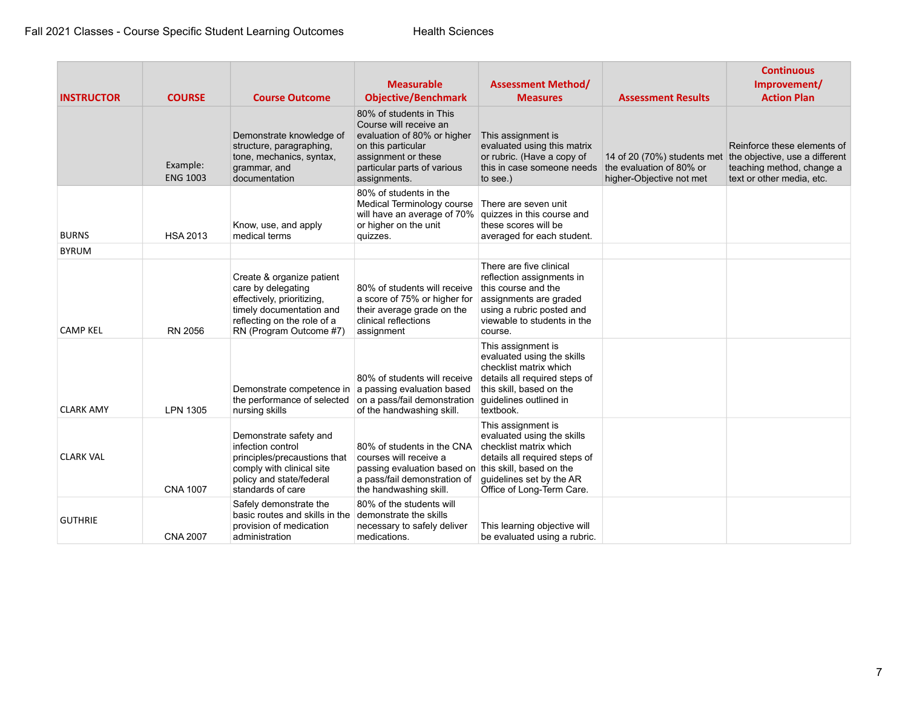Fall 2021 Classes - Course Specific Student Learning Outcomes Health Sciences

| INSTRUCTOR | COURSE | Course Outcome | Measurable Objective/Benchmark | Assessment Method/ Measures | Assessment Results | Continuous Improvement/ Action Plan |
|---|---|---|---|---|---|---|
| | Example: ENG 1003 | Demonstrate knowledge of structure, paragraphing, tone, mechanics, syntax, grammar, and documentation | 80% of students in This Course will receive an evaluation of 80% or higher on this particular assignment or these particular parts of various assignments. | This assignment is evaluated using this matrix or rubric. (Have a copy of this in case someone needs to see.) | 14 of 20 (70%) students met the evaluation of 80% or higher-Objective not met | Reinforce these elements of the objective, use a different teaching method, change a text or other media, etc. |
| BURNS | HSA 2013 | Know, use, and apply medical terms | 80% of students in the Medical Terminology course will have an average of 70% or higher on the unit quizzes. | There are seven unit quizzes in this course and these scores will be averaged for each student. | | |
| BYRUM | | | | | | |
| CAMP KEL | RN 2056 | Create & organize patient care by delegating effectively, prioritizing, timely documentation and reflecting on the role of a RN (Program Outcome #7) | 80% of students will receive a score of 75% or higher for their average grade on the clinical reflections assignment | There are five clinical reflection assignments in this course and the assignments are graded using a rubric posted and viewable to students in the course. | | |
| CLARK AMY | LPN 1305 | Demonstrate competence in the performance of selected nursing skills | 80% of students will receive a passing evaluation based on a pass/fail demonstration of the handwashing skill. | This assignment is evaluated using the skills checklist matrix which details all required steps of this skill, based on the guidelines outlined in textbook. | | |
| CLARK VAL | CNA 1007 | Demonstrate safety and infection control principles/precaustions that comply with clinical site policy and state/federal standards of care | 80% of students in the CNA courses will receive a passing evaluation based on a pass/fail demonstration of the handwashing skill. | This assignment is evaluated using the skills checklist matrix which details all required steps of this skill, based on the guidelines set by the AR Office of Long-Term Care. | | |
| GUTHRIE | CNA 2007 | Safely demonstrate the basic routes and skills in the provision of medication administration | 80% of the students will demonstrate the skills necessary to safely deliver medications. | This learning objective will be evaluated using a rubric. | | |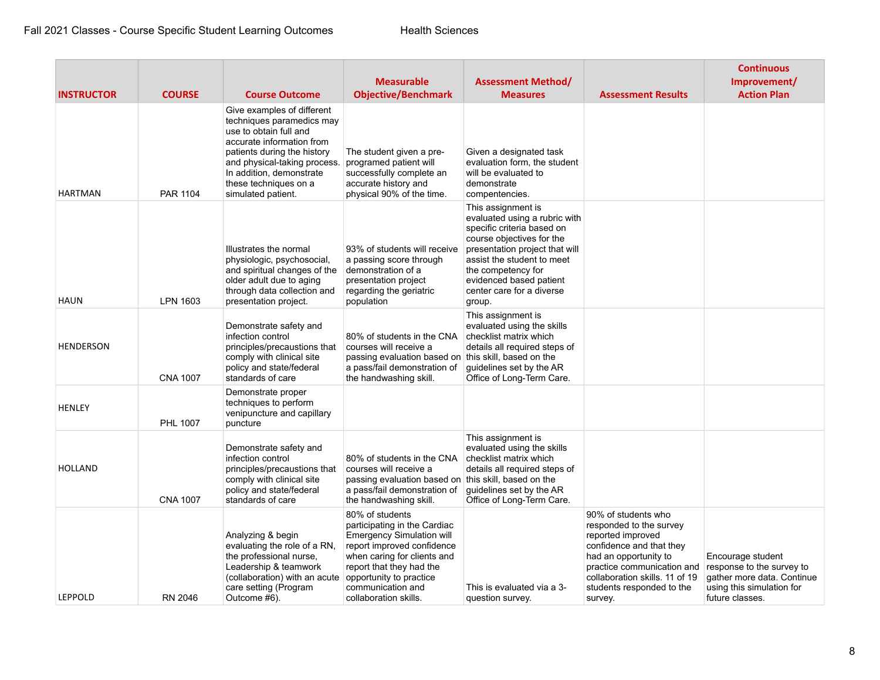Fall 2021 Classes - Course Specific Student Learning Outcomes　　　　Health Sciences

| INSTRUCTOR | COURSE | Course Outcome | Measurable Objective/Benchmark | Assessment Method/ Measures | Assessment Results | Continuous Improvement/ Action Plan |
|---|---|---|---|---|---|---|
| HARTMAN | PAR 1104 | Give examples of different techniques paramedics may use to obtain full and accurate information from patients during the history and physical-taking process. In addition, demonstrate these techniques on a simulated patient. | The student given a pre-programed patient will successfully complete an accurate history and physical 90% of the time. | Given a designated task evaluation form, the student will be evaluated to demonstrate compentencies. | | |
| HAUN | LPN 1603 | Illustrates the normal physiologic, psychosocial, and spiritual changes of the older adult due to aging through data collection and presentation project. | 93% of students will receive a passing score through demonstration of a presentation project regarding the geriatric population | This assignment is evaluated using a rubric with specific criteria based on course objectives for the presentation project that will assist the student to meet the competency for evidenced based patient center care for a diverse group. | | |
| HENDERSON | CNA 1007 | Demonstrate safety and infection control principles/precautions that comply with clinical site policy and state/federal standards of care | 80% of students in the CNA courses will receive a passing evaluation based on a pass/fail demonstration of the handwashing skill. | This assignment is evaluated using the skills checklist matrix which details all required steps of this skill, based on the guidelines set by the AR Office of Long-Term Care. | | |
| HENLEY | PHL 1007 | Demonstrate proper techniques to perform venipuncture and capillary puncture | | | | |
| HOLLAND | CNA 1007 | Demonstrate safety and infection control principles/precautions that comply with clinical site policy and state/federal standards of care | 80% of students in the CNA courses will receive a passing evaluation based on a pass/fail demonstration of the handwashing skill. | This assignment is evaluated using the skills checklist matrix which details all required steps of this skill, based on the guidelines set by the AR Office of Long-Term Care. | | |
| LEPPOLD | RN 2046 | Analyzing & begin evaluating the role of a RN, the professional nurse, Leadership & teamwork (collaboration) with an acute care setting (Program Outcome #6). | 80% of students participating in the Cardiac Emergency Simulation will report improved confidence when caring for clients and report that they had the opportunity to practice communication and collaboration skills. | This is evaluated via a 3-question survey. | 90% of students who responded to the survey reported improved confidence and that they had an opportunity to practice communication and collaboration skills. 11 of 19 students responded to the survey. | Encourage student response to the survey to gather more data. Continue using this simulation for future classes. |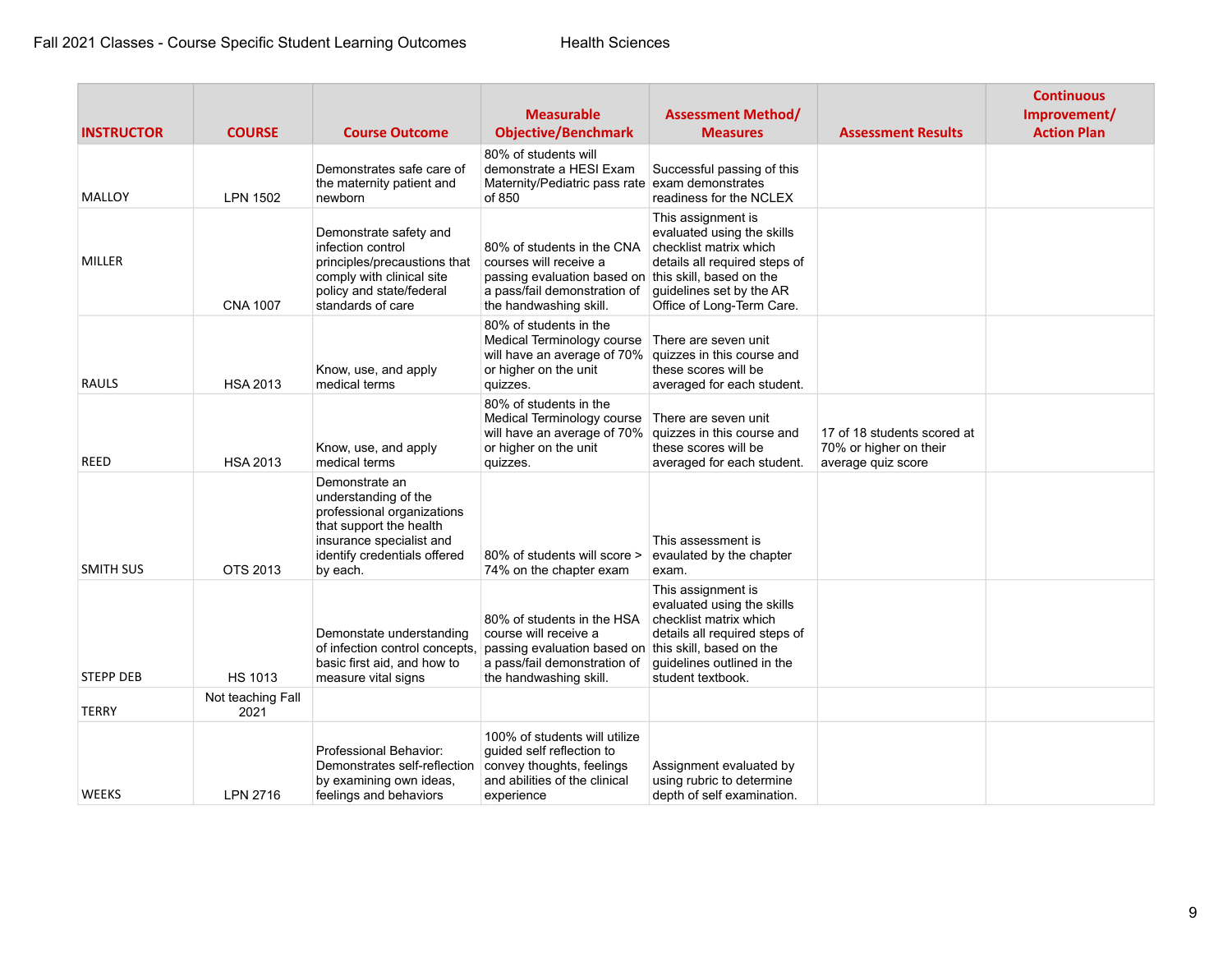Fall 2021 Classes - Course Specific Student Learning Outcomes Health Sciences

| INSTRUCTOR | COURSE | Course Outcome | Measurable Objective/Benchmark | Assessment Method/ Measures | Assessment Results | Continuous Improvement/ Action Plan |
|---|---|---|---|---|---|---|
| MALLOY | LPN 1502 | Demonstrates safe care of the maternity patient and newborn | 80% of students will demonstrate a HESI Exam Maternity/Pediatric pass rate of 850 | Successful passing of this exam demonstrates readiness for the NCLEX | | |
| MILLER | CNA 1007 | Demonstrate safety and infection control principles/precautions that comply with clinical site policy and state/federal standards of care | 80% of students in the CNA courses will receive a passing evaluation based on a pass/fail demonstration of the handwashing skill. | This assignment is evaluated using the skills checklist matrix which details all required steps of this skill, based on the guidelines set by the AR Office of Long-Term Care. | | |
| RAULS | HSA 2013 | Know, use, and apply medical terms | 80% of students in the Medical Terminology course will have an average of 70% or higher on the unit quizzes. | There are seven unit quizzes in this course and these scores will be averaged for each student. | | |
| REED | HSA 2013 | Know, use, and apply medical terms | 80% of students in the Medical Terminology course will have an average of 70% or higher on the unit quizzes. | There are seven unit quizzes in this course and these scores will be averaged for each student. | 17 of 18 students scored at 70% or higher on their average quiz score | |
| SMITH SUS | OTS 2013 | Demonstrate an understanding of the professional organizations that support the health insurance specialist and identify credentials offered by each. | 80% of students will score > 74% on the chapter exam | This assessment is evaulated by the chapter exam. | | |
| STEPP DEB | HS 1013 | Demonstate understanding of infection control concepts, basic first aid, and how to measure vital signs | 80% of students in the HSA course will receive a passing evaluation based on a pass/fail demonstration of the handwashing skill. | This assignment is evaluated using the skills checklist matrix which details all required steps of this skill, based on the guidelines outlined in the student textbook. | | |
| TERRY | Not teaching Fall 2021 | | | | | |
| WEEKS | LPN 2716 | Professional Behavior: Demonstrates self-reflection by examining own ideas, feelings and behaviors | 100% of students will utilize guided self reflection to convey thoughts, feelings and abilities of the clinical experience | Assignment evaluated by using rubric to determine depth of self examination. | | |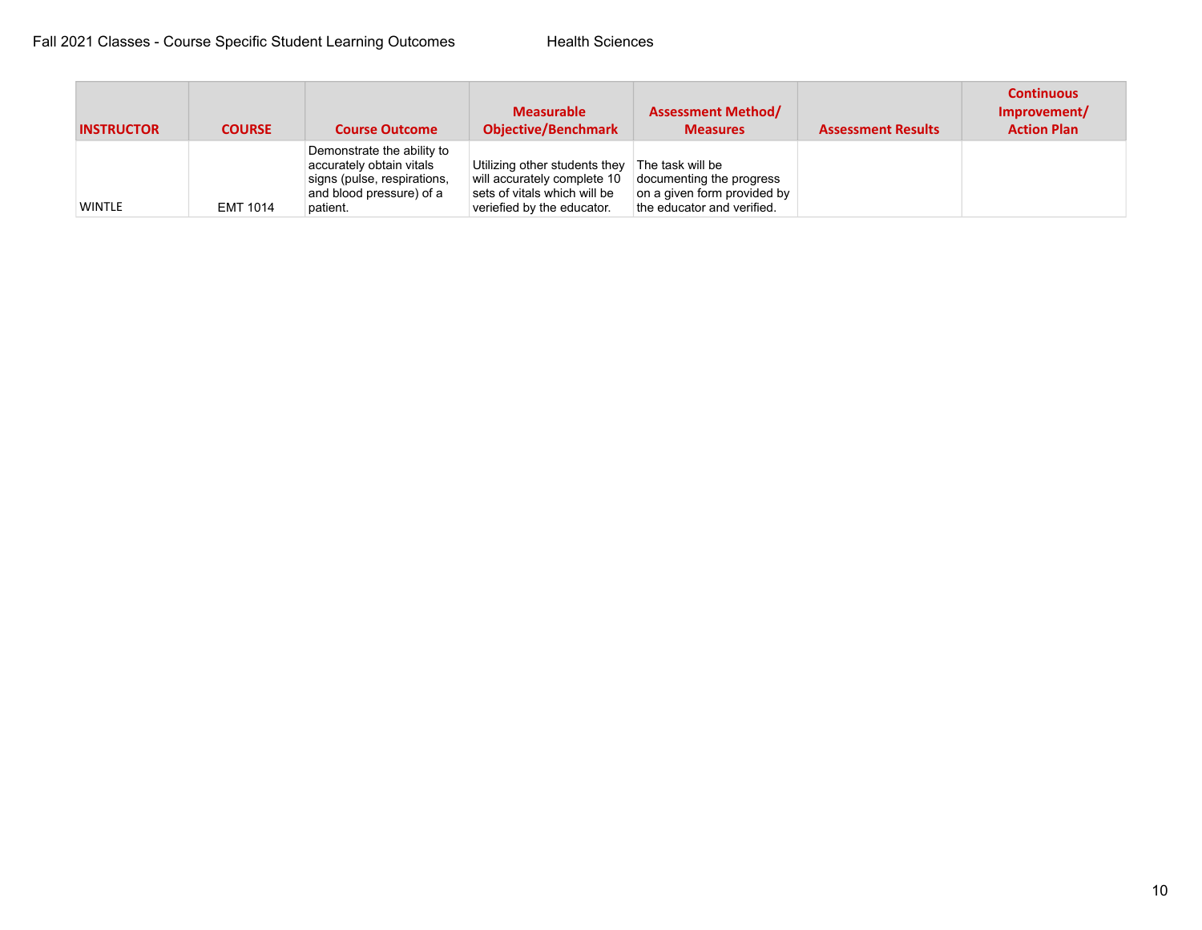Fall 2021 Classes - Course Specific Student Learning Outcomes Health Sciences

| INSTRUCTOR | COURSE | Course Outcome | Measurable Objective/Benchmark | Assessment Method/ Measures | Assessment Results | Continuous Improvement/ Action Plan |
|---|---|---|---|---|---|---|
| WINTLE | EMT 1014 | Demonstrate the ability to accurately obtain vitals signs (pulse, respirations, and blood pressure) of a patient. | Utilizing other students they will accurately complete 10 sets of vitals which will be veriefied by the educator. | The task will be documenting the progress on a given form provided by the educator and verified. | | |